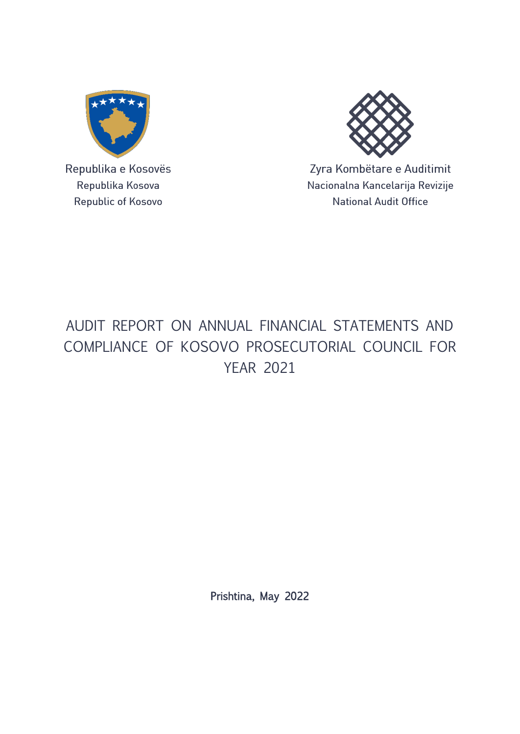Republika e Kosovës
Republika Kosova
Republic of Kosovo

Zyra Kombëtare e Auditimit
Nacionalna Kancelarija Revizije
National Audit Office

# AUDIT REPORT ON ANNUAL FINANCIAL STATEMENTS AND COMPLIANCE OF KOSOVO PROSECUTORIAL COUNCIL FOR YEAR 2021

Prishtina, May 2022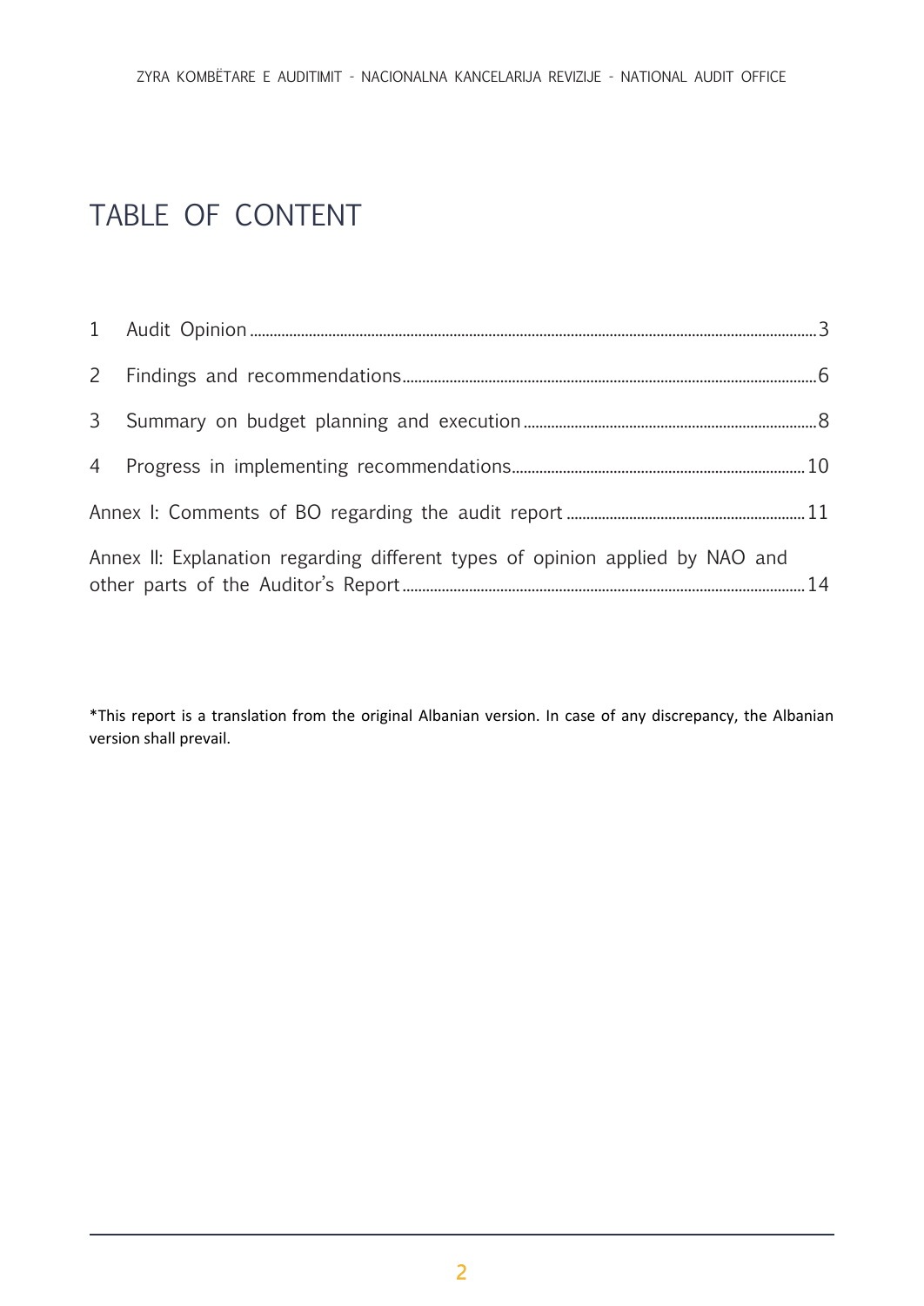# TABLE OF CONTENT

1 Audit Opinion ........................................................................ 3

2 Findings and recommendations ........................................................ 6

3 Summary on budget planning and execution ............................................ 8

4 Progress in implementing recommendations ............................................ 10

Annex I: Comments of BO regarding the audit report .................................... 11

Annex II: Explanation regarding different types of opinion applied by NAO and other parts of the Auditor's Report ........................................................ 14

*This report is a translation from the original Albanian version. In case of any discrepancy, the Albanian version shall prevail.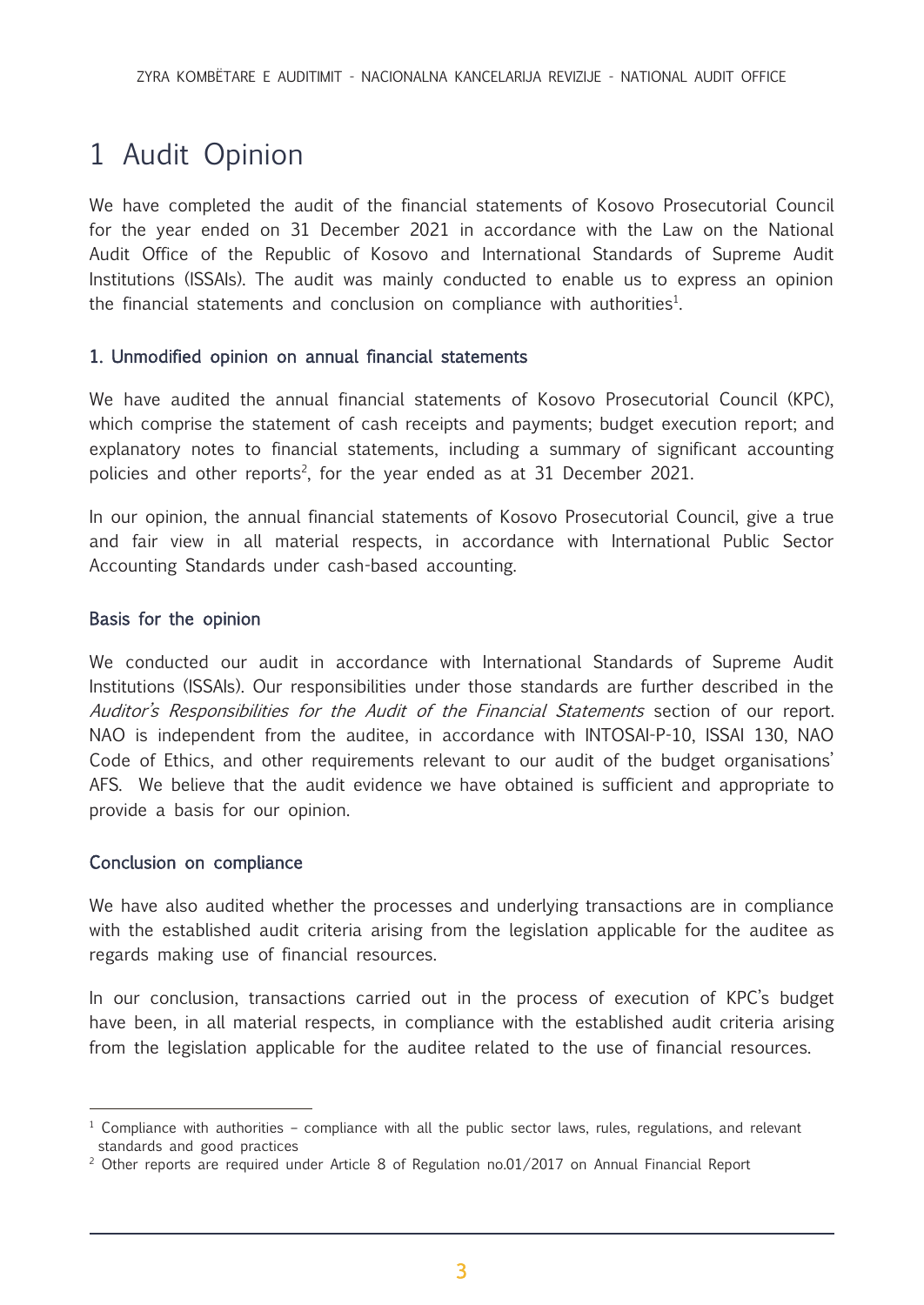# 1 Audit Opinion

We have completed the audit of the financial statements of Kosovo Prosecutorial Council for the year ended on 31 December 2021 in accordance with the Law on the National Audit Office of the Republic of Kosovo and International Standards of Supreme Audit Institutions (ISSAIs). The audit was mainly conducted to enable us to express an opinion the financial statements and conclusion on compliance with authorities[1].

### 1. Unmodified opinion on annual financial statements

We have audited the annual financial statements of Kosovo Prosecutorial Council (KPC), which comprise the statement of cash receipts and payments; budget execution report; and explanatory notes to financial statements, including a summary of significant accounting policies and other reports[2], for the year ended as at 31 December 2021.

In our opinion, the annual financial statements of Kosovo Prosecutorial Council, give a true and fair view in all material respects, in accordance with International Public Sector Accounting Standards under cash-based accounting.

### Basis for the opinion

We conducted our audit in accordance with International Standards of Supreme Audit Institutions (ISSAIs). Our responsibilities under those standards are further described in the *Auditor's Responsibilities for the Audit of the Financial Statements* section of our report. NAO is independent from the auditee, in accordance with INTOSAI-P-10, ISSAI 130, NAO Code of Ethics, and other requirements relevant to our audit of the budget organisations' AFS. We believe that the audit evidence we have obtained is sufficient and appropriate to provide a basis for our opinion.

### Conclusion on compliance

We have also audited whether the processes and underlying transactions are in compliance with the established audit criteria arising from the legislation applicable for the auditee as regards making use of financial resources.

In our conclusion, transactions carried out in the process of execution of KPC's budget have been, in all material respects, in compliance with the established audit criteria arising from the legislation applicable for the auditee related to the use of financial resources.

---

[1] Compliance with authorities – compliance with all the public sector laws, rules, regulations, and relevant standards and good practices

[2] Other reports are required under Article 8 of Regulation no.01/2017 on Annual Financial Report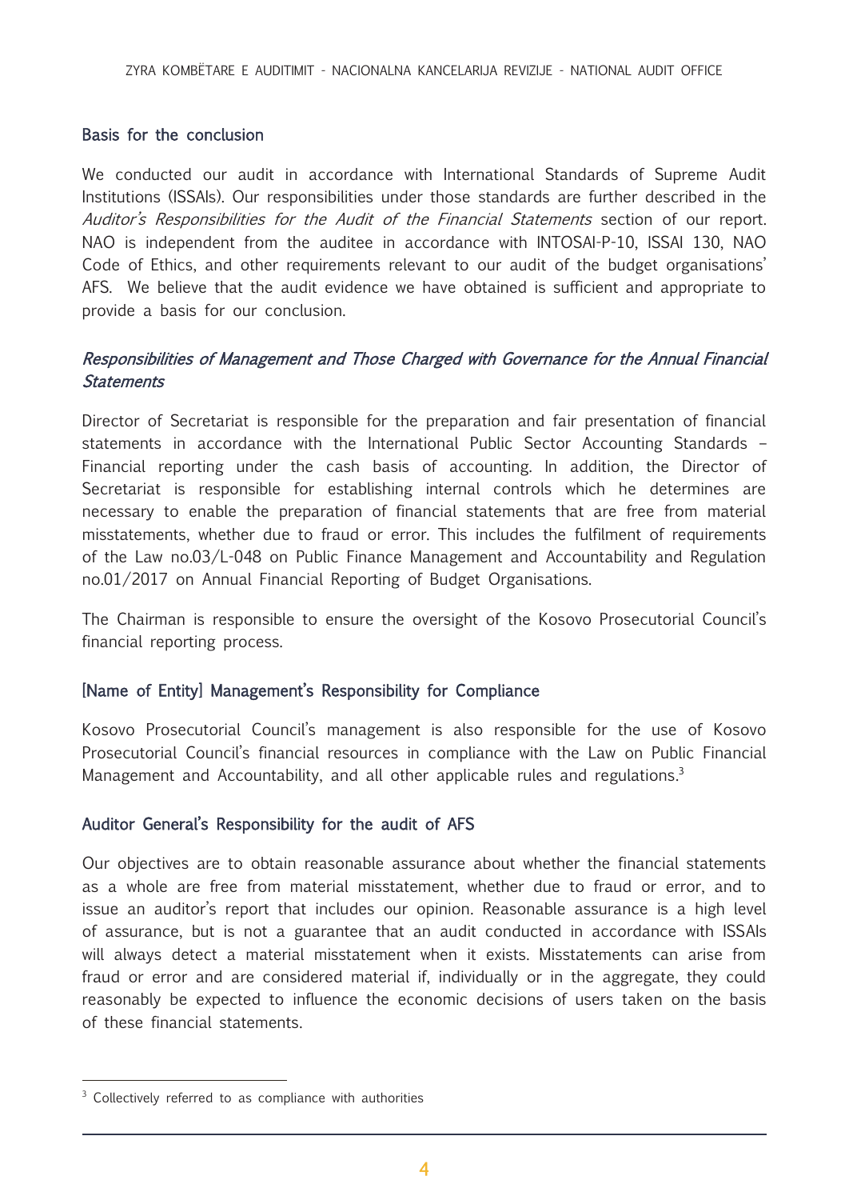### Basis for the conclusion

We conducted our audit in accordance with International Standards of Supreme Audit Institutions (ISSAIs). Our responsibilities under those standards are further described in the *Auditor's Responsibilities for the Audit of the Financial Statements* section of our report. NAO is independent from the auditee in accordance with INTOSAI-P-10, ISSAI 130, NAO Code of Ethics, and other requirements relevant to our audit of the budget organisations' AFS. We believe that the audit evidence we have obtained is sufficient and appropriate to provide a basis for our conclusion.

### *Responsibilities of Management and Those Charged with Governance for the Annual Financial Statements*

Director of Secretariat is responsible for the preparation and fair presentation of financial statements in accordance with the International Public Sector Accounting Standards – Financial reporting under the cash basis of accounting. In addition, the Director of Secretariat is responsible for establishing internal controls which he determines are necessary to enable the preparation of financial statements that are free from material misstatements, whether due to fraud or error. This includes the fulfilment of requirements of the Law no.03/L-048 on Public Finance Management and Accountability and Regulation no.01/2017 on Annual Financial Reporting of Budget Organisations.

The Chairman is responsible to ensure the oversight of the Kosovo Prosecutorial Council's financial reporting process.

### [Name of Entity] Management's Responsibility for Compliance

Kosovo Prosecutorial Council's management is also responsible for the use of Kosovo Prosecutorial Council's financial resources in compliance with the Law on Public Financial Management and Accountability, and all other applicable rules and regulations.[3]

### Auditor General's Responsibility for the audit of AFS

Our objectives are to obtain reasonable assurance about whether the financial statements as a whole are free from material misstatement, whether due to fraud or error, and to issue an auditor's report that includes our opinion. Reasonable assurance is a high level of assurance, but is not a guarantee that an audit conducted in accordance with ISSAIs will always detect a material misstatement when it exists. Misstatements can arise from fraud or error and are considered material if, individually or in the aggregate, they could reasonably be expected to influence the economic decisions of users taken on the basis of these financial statements.

---

[3] Collectively referred to as compliance with authorities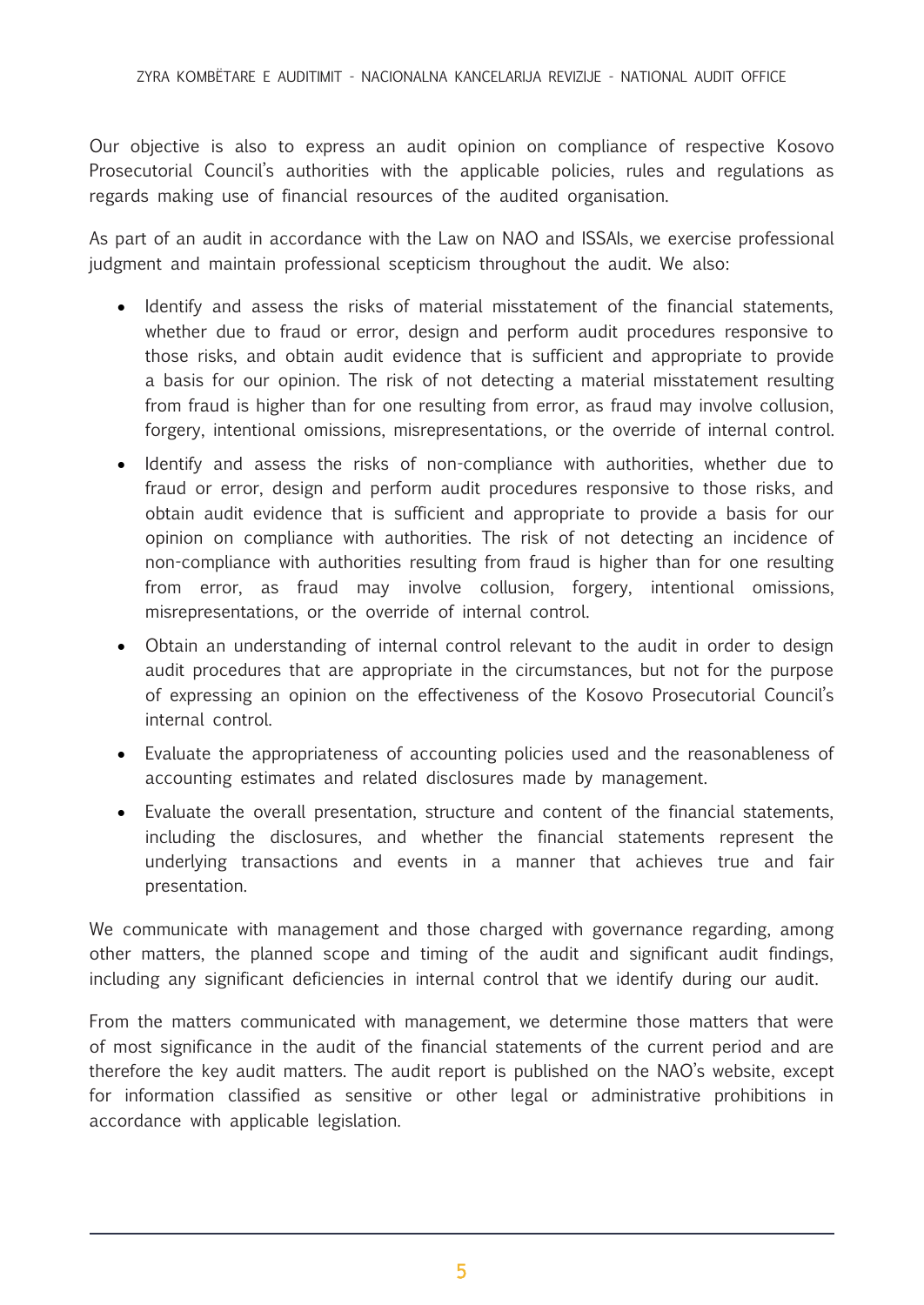Our objective is also to express an audit opinion on compliance of respective Kosovo Prosecutorial Council's authorities with the applicable policies, rules and regulations as regards making use of financial resources of the audited organisation.

As part of an audit in accordance with the Law on NAO and ISSAIs, we exercise professional judgment and maintain professional scepticism throughout the audit. We also:

- Identify and assess the risks of material misstatement of the financial statements, whether due to fraud or error, design and perform audit procedures responsive to those risks, and obtain audit evidence that is sufficient and appropriate to provide a basis for our opinion. The risk of not detecting a material misstatement resulting from fraud is higher than for one resulting from error, as fraud may involve collusion, forgery, intentional omissions, misrepresentations, or the override of internal control.
- Identify and assess the risks of non-compliance with authorities, whether due to fraud or error, design and perform audit procedures responsive to those risks, and obtain audit evidence that is sufficient and appropriate to provide a basis for our opinion on compliance with authorities. The risk of not detecting an incidence of non-compliance with authorities resulting from fraud is higher than for one resulting from error, as fraud may involve collusion, forgery, intentional omissions, misrepresentations, or the override of internal control.
- Obtain an understanding of internal control relevant to the audit in order to design audit procedures that are appropriate in the circumstances, but not for the purpose of expressing an opinion on the effectiveness of the Kosovo Prosecutorial Council's internal control.
- Evaluate the appropriateness of accounting policies used and the reasonableness of accounting estimates and related disclosures made by management.
- Evaluate the overall presentation, structure and content of the financial statements, including the disclosures, and whether the financial statements represent the underlying transactions and events in a manner that achieves true and fair presentation.

We communicate with management and those charged with governance regarding, among other matters, the planned scope and timing of the audit and significant audit findings, including any significant deficiencies in internal control that we identify during our audit.

From the matters communicated with management, we determine those matters that were of most significance in the audit of the financial statements of the current period and are therefore the key audit matters. The audit report is published on the NAO's website, except for information classified as sensitive or other legal or administrative prohibitions in accordance with applicable legislation.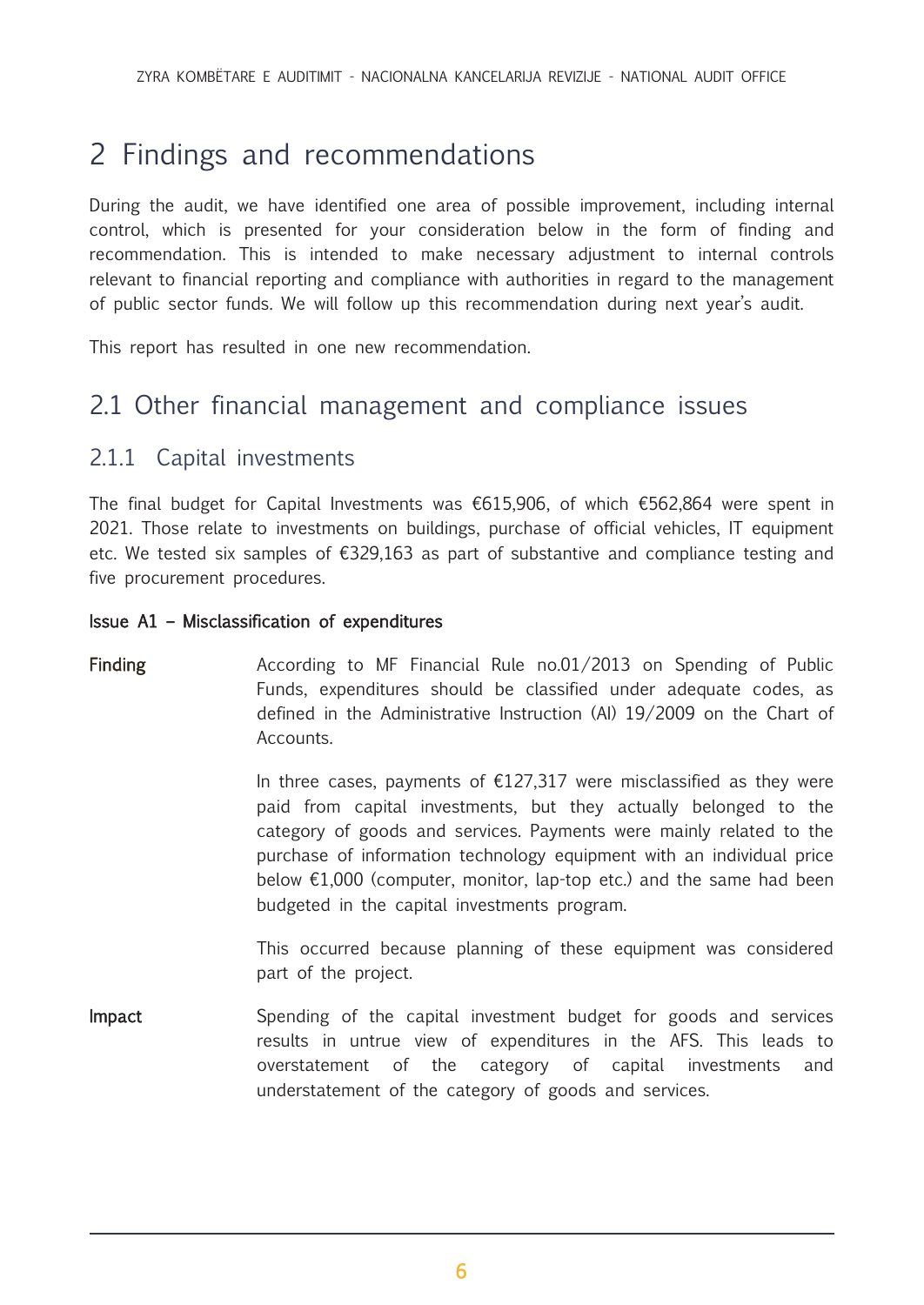# 2 Findings and recommendations

During the audit, we have identified one area of possible improvement, including internal control, which is presented for your consideration below in the form of finding and recommendation. This is intended to make necessary adjustment to internal controls relevant to financial reporting and compliance with authorities in regard to the management of public sector funds. We will follow up this recommendation during next year's audit.

This report has resulted in one new recommendation.

## 2.1 Other financial management and compliance issues

### 2.1.1 Capital investments

The final budget for Capital Investments was €615,906, of which €562,864 were spent in 2021. Those relate to investments on buildings, purchase of official vehicles, IT equipment etc. We tested six samples of €329,163 as part of substantive and compliance testing and five procurement procedures.

**Issue A1 – Misclassification of expenditures**

**Finding**

According to MF Financial Rule no.01/2013 on Spending of Public Funds, expenditures should be classified under adequate codes, as defined in the Administrative Instruction (AI) 19/2009 on the Chart of Accounts.

In three cases, payments of €127,317 were misclassified as they were paid from capital investments, but they actually belonged to the category of goods and services. Payments were mainly related to the purchase of information technology equipment with an individual price below €1,000 (computer, monitor, lap-top etc.) and the same had been budgeted in the capital investments program.

This occurred because planning of these equipment was considered part of the project.

**Impact**

Spending of the capital investment budget for goods and services results in untrue view of expenditures in the AFS. This leads to overstatement of the category of capital investments and understatement of the category of goods and services.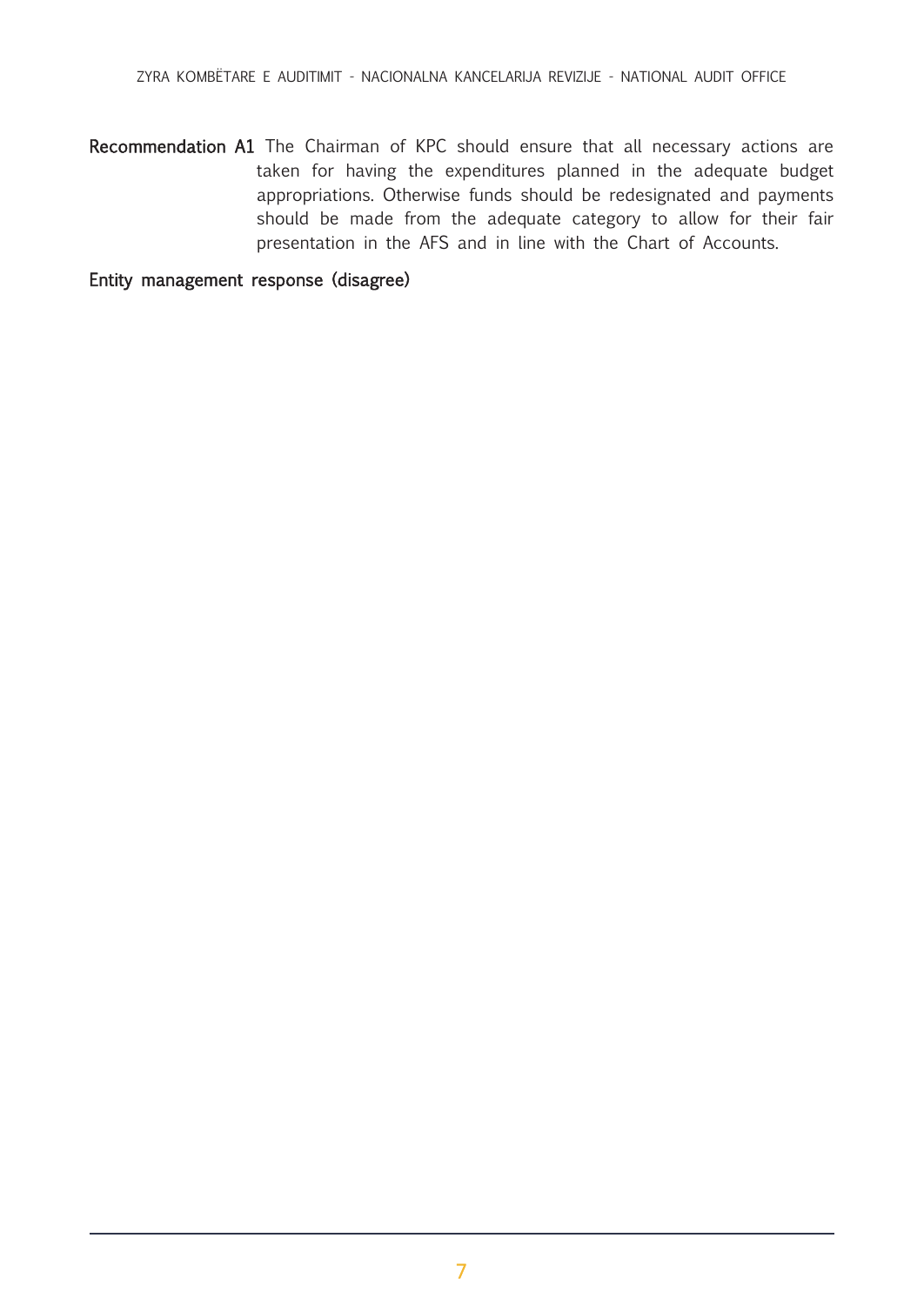**Recommendation A1** The Chairman of KPC should ensure that all necessary actions are taken for having the expenditures planned in the adequate budget appropriations. Otherwise funds should be redesignated and payments should be made from the adequate category to allow for their fair presentation in the AFS and in line with the Chart of Accounts.

**Entity management response (disagree)**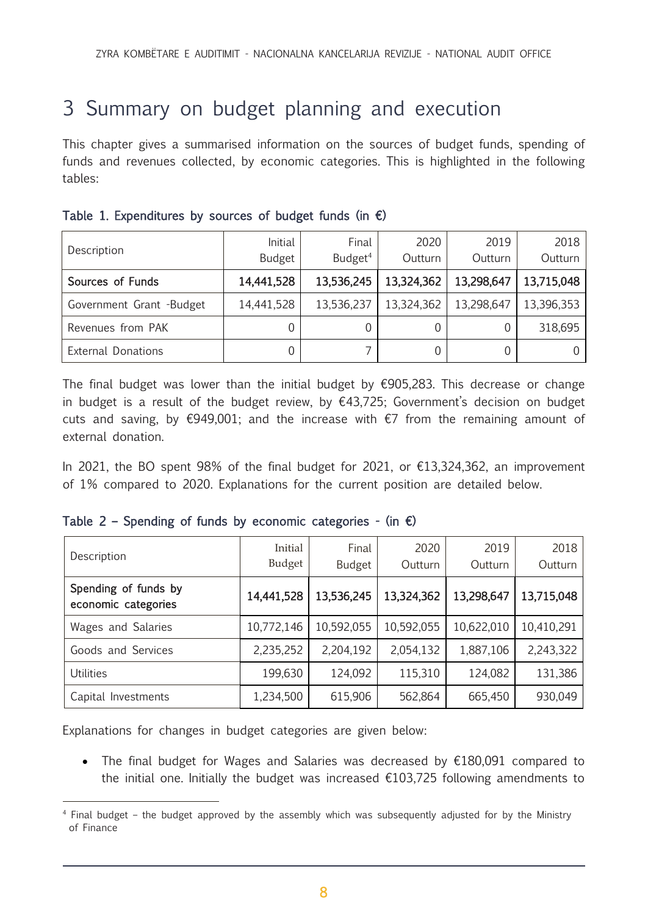# 3 Summary on budget planning and execution

This chapter gives a summarised information on the sources of budget funds, spending of funds and revenues collected, by economic categories. This is highlighted in the following tables:

**Table 1. Expenditures by sources of budget funds (in €)**

| Description | Initial Budget | Final Budget[4] | 2020 Outturn | 2019 Outturn | 2018 Outturn |
|---|---|---|---|---|---|
| **Sources of Funds** | **14,441,528** | **13,536,245** | **13,324,362** | **13,298,647** | **13,715,048** |
| Government Grant -Budget | 14,441,528 | 13,536,237 | 13,324,362 | 13,298,647 | 13,396,353 |
| Revenues from PAK | 0 | 0 | 0 | 0 | 318,695 |
| External Donations | 0 | 7 | 0 | 0 | 0 |

The final budget was lower than the initial budget by €905,283. This decrease or change in budget is a result of the budget review, by €43,725; Government's decision on budget cuts and saving, by €949,001; and the increase with €7 from the remaining amount of external donation.

In 2021, the BO spent 98% of the final budget for 2021, or €13,324,362, an improvement of 1% compared to 2020. Explanations for the current position are detailed below.

**Table 2 – Spending of funds by economic categories - (in €)**

| Description | Initial Budget | Final Budget | 2020 Outturn | 2019 Outturn | 2018 Outturn |
|---|---|---|---|---|---|
| **Spending of funds by economic categories** | **14,441,528** | **13,536,245** | **13,324,362** | **13,298,647** | **13,715,048** |
| Wages and Salaries | 10,772,146 | 10,592,055 | 10,592,055 | 10,622,010 | 10,410,291 |
| Goods and Services | 2,235,252 | 2,204,192 | 2,054,132 | 1,887,106 | 2,243,322 |
| Utilities | 199,630 | 124,092 | 115,310 | 124,082 | 131,386 |
| Capital Investments | 1,234,500 | 615,906 | 562,864 | 665,450 | 930,049 |

Explanations for changes in budget categories are given below:

- The final budget for Wages and Salaries was decreased by €180,091 compared to the initial one. Initially the budget was increased €103,725 following amendments to

[4] Final budget – the budget approved by the assembly which was subsequently adjusted for by the Ministry of Finance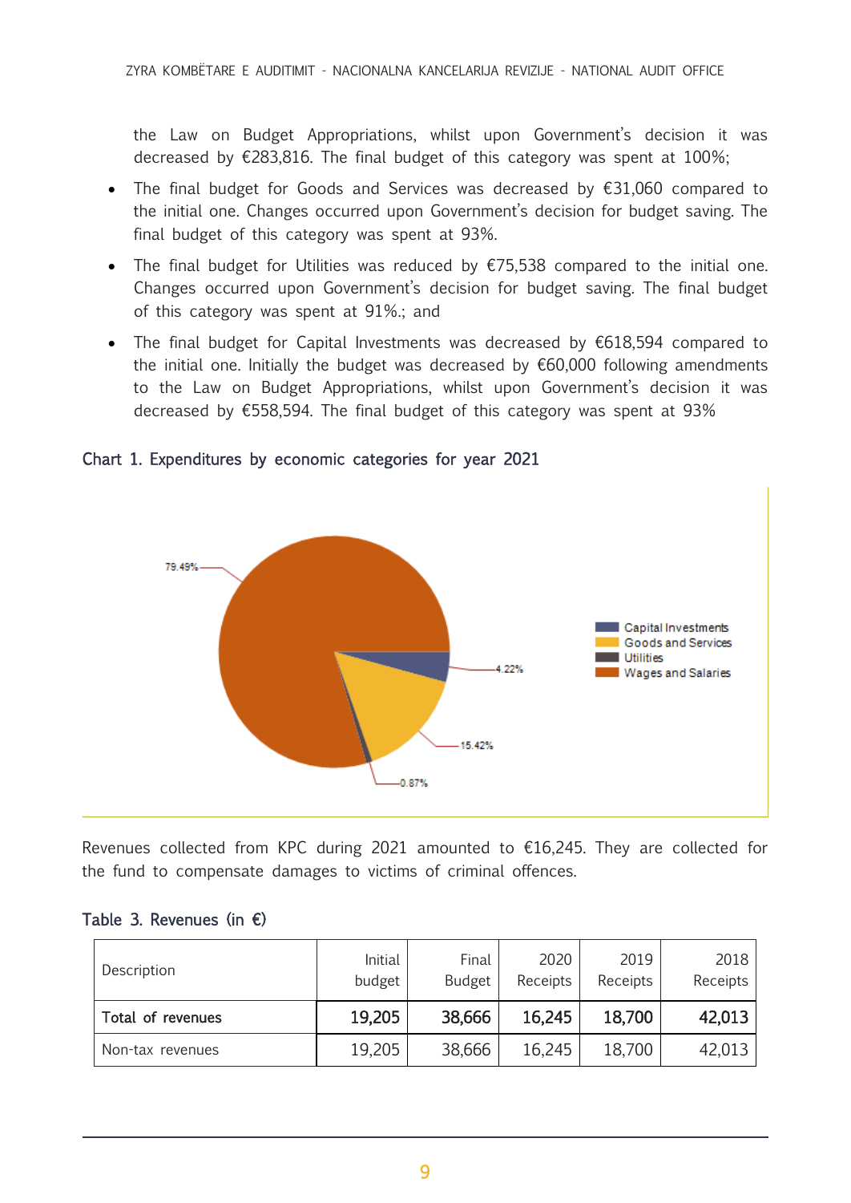the Law on Budget Appropriations, whilst upon Government's decision it was decreased by €283,816. The final budget of this category was spent at 100%;

- The final budget for Goods and Services was decreased by €31,060 compared to the initial one. Changes occurred upon Government's decision for budget saving. The final budget of this category was spent at 93%.
- The final budget for Utilities was reduced by €75,538 compared to the initial one. Changes occurred upon Government's decision for budget saving. The final budget of this category was spent at 91%.; and
- The final budget for Capital Investments was decreased by €618,594 compared to the initial one. Initially the budget was decreased by €60,000 following amendments to the Law on Budget Appropriations, whilst upon Government's decision it was decreased by €558,594. The final budget of this category was spent at 93%

### Chart 1. Expenditures by economic categories for year 2021

Capital Investments: 4.22%
Goods and Services: 15.42%
Utilities: 0.87%
Wages and Salaries: 79.49%

Revenues collected from KPC during 2021 amounted to €16,245. They are collected for the fund to compensate damages to victims of criminal offences.

### Table 3. Revenues (in €)

| Description | Initial budget | Final Budget | 2020 Receipts | 2019 Receipts | 2018 Receipts |
|---|---|---|---|---|---|
| **Total of revenues** | **19,205** | **38,666** | **16,245** | **18,700** | **42,013** |
| Non-tax revenues | 19,205 | 38,666 | 16,245 | 18,700 | 42,013 |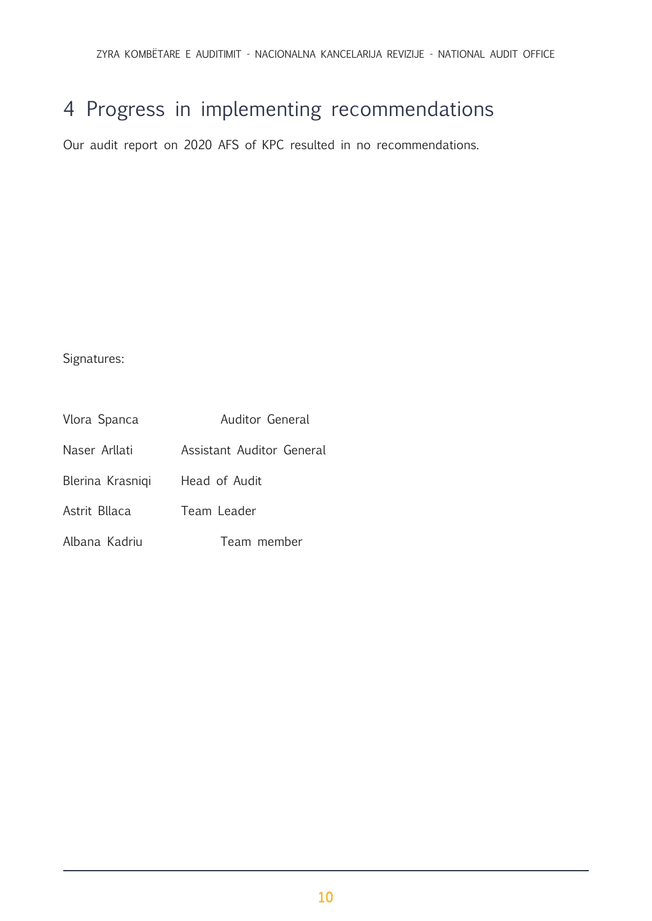# 4 Progress in implementing recommendations

Our audit report on 2020 AFS of KPC resulted in no recommendations.

Signatures:

| | |
|---|---|
| Vlora Spanca | Auditor General |
| Naser Arllati | Assistant Auditor General |
| Blerina Krasniqi | Head of Audit |
| Astrit Bllaca | Team Leader |
| Albana Kadriu | Team member |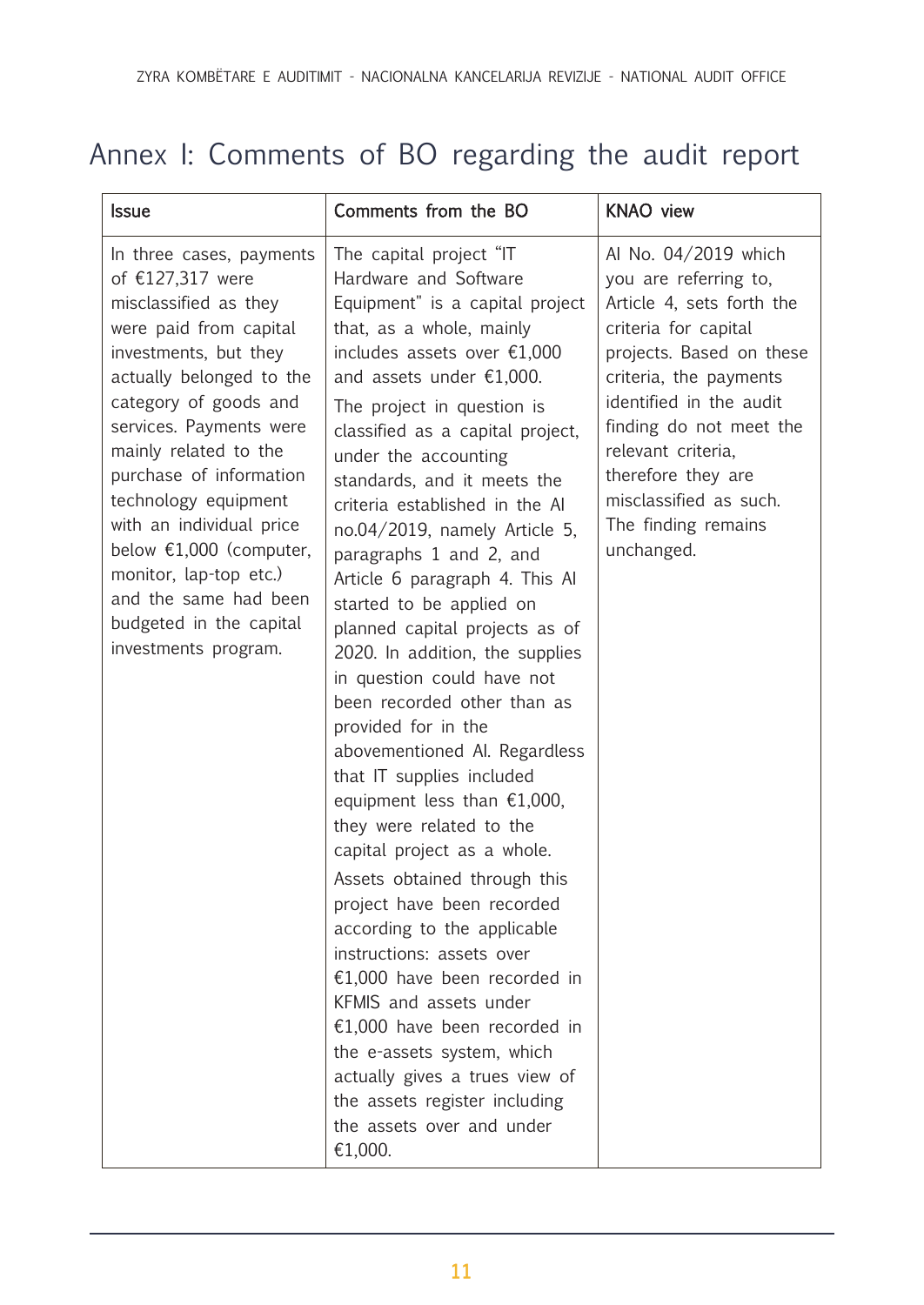# Annex I: Comments of BO regarding the audit report

| Issue | Comments from the BO | KNAO view |
| --- | --- | --- |
| In three cases, payments of €127,317 were misclassified as they were paid from capital investments, but they actually belonged to the category of goods and services. Payments were mainly related to the purchase of information technology equipment with an individual price below €1,000 (computer, monitor, lap-top etc.) and the same had been budgeted in the capital investments program. | The capital project "IT Hardware and Software Equipment" is a capital project that, as a whole, mainly includes assets over €1,000 and assets under €1,000.<br>The project in question is classified as a capital project, under the accounting standards, and it meets the criteria established in the AI no.04/2019, namely Article 5, paragraphs 1 and 2, and Article 6 paragraph 4. This AI started to be applied on planned capital projects as of 2020. In addition, the supplies in question could have not been recorded other than as provided for in the abovementioned AI. Regardless that IT supplies included equipment less than €1,000, they were related to the capital project as a whole.<br>Assets obtained through this project have been recorded according to the applicable instructions: assets over €1,000 have been recorded in KFMIS and assets under €1,000 have been recorded in the e-assets system, which actually gives a trues view of the assets register including the assets over and under €1,000. | AI No. 04/2019 which you are referring to, Article 4, sets forth the criteria for capital projects. Based on these criteria, the payments identified in the audit finding do not meet the relevant criteria, therefore they are misclassified as such. The finding remains unchanged. |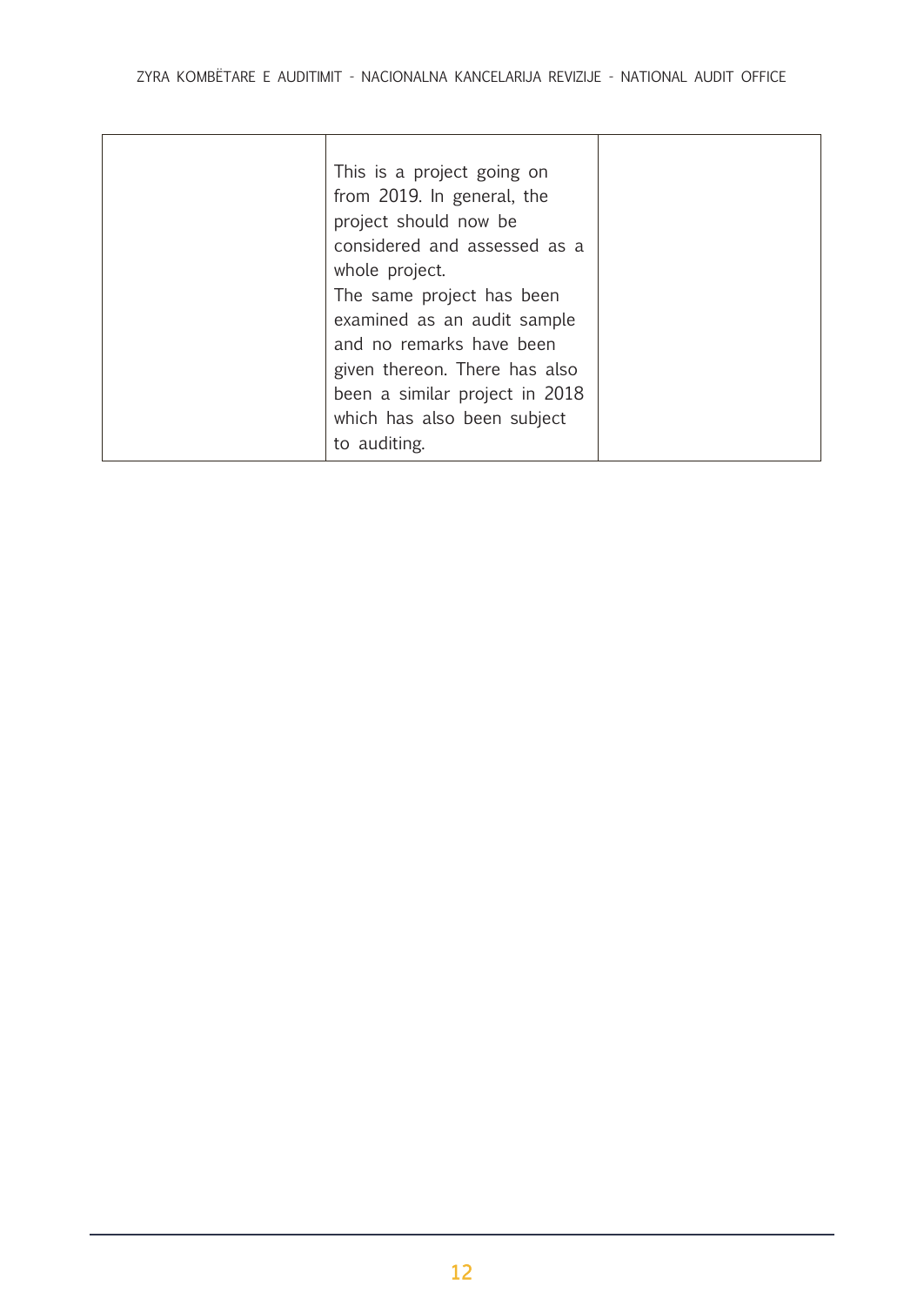|  | This is a project going on from 2019. In general, the project should now be considered and assessed as a whole project.<br>The same project has been examined as an audit sample and no remarks have been given thereon. There has also been a similar project in 2018 which has also been subject to auditing. |  |
|---|---|---|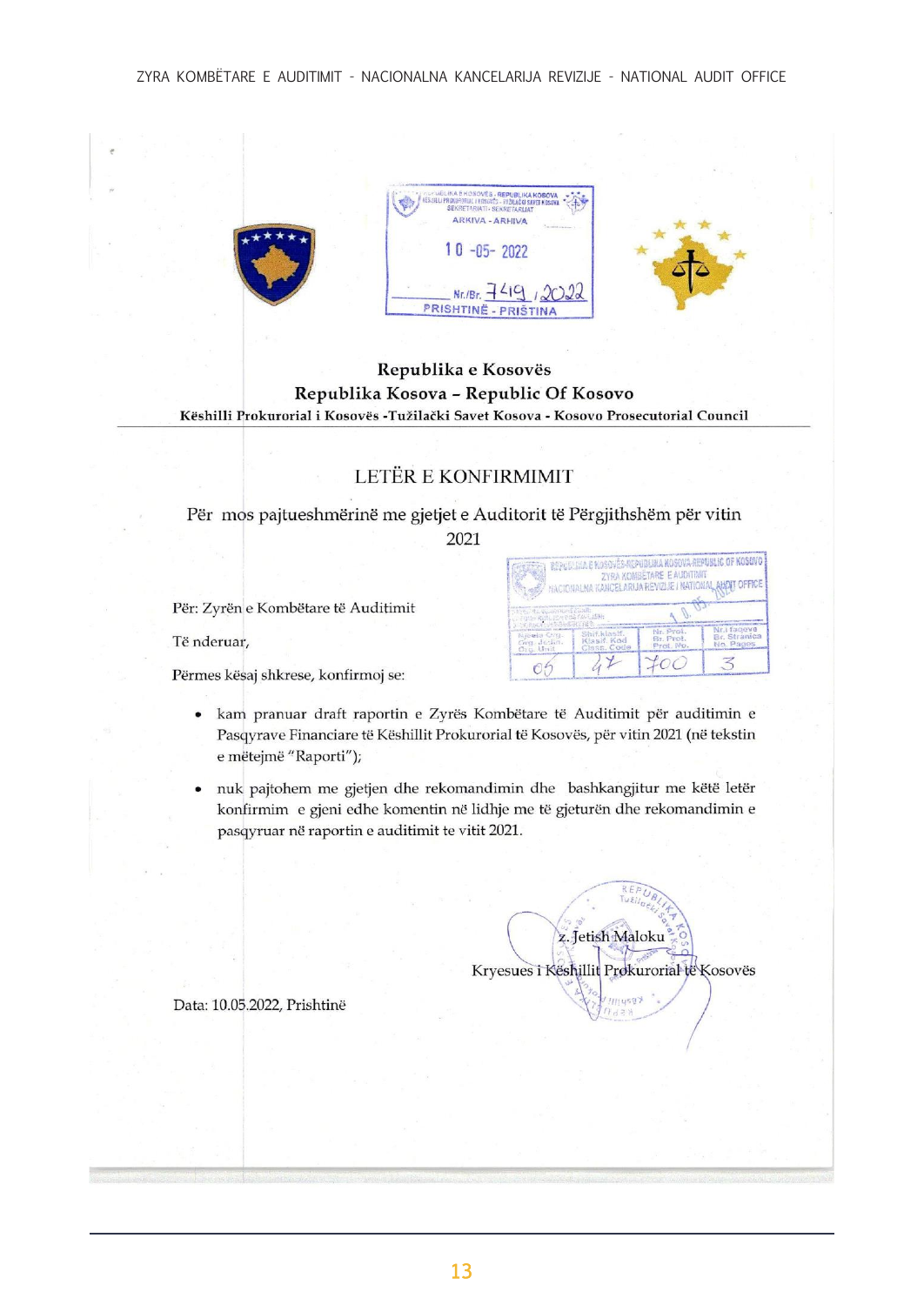Republika e Kosovës

Republika Kosova – Republic Of Kosovo

**Këshilli Prokurorial i Kosovës -Tužilački Savet Kosova - Kosovo Prosecutorial Council**

## LETËR E KONFIRMIMIT

Për mos pajtueshmërinë me gjetjet e Auditorit të Përgjithshëm për vitin 2021

Për: Zyrën e Kombëtare të Auditimit

Të nderuar,

Përmes kësaj shkrese, konfirmoj se:

- kam pranuar draft raportin e Zyrës Kombëtare të Auditimit për auditimin e Pasqyrave Financiare të Këshillit Prokurorial të Kosovës, për vitin 2021 (në tekstin e mëtejmë "Raporti");
- nuk pajtohem me gjetjen dhe rekomandimin dhe bashkangjitur me këtë letër konfirmim e gjeni edhe komentin në lidhje me të gjeturën dhe rekomandimin e pasqyruar në raportin e auditimit te vitit 2021.

z. Jetish Maloku

Kryesues i Këshillit Prokurorial të Kosovës

Data: 10.05.2022, Prishtinë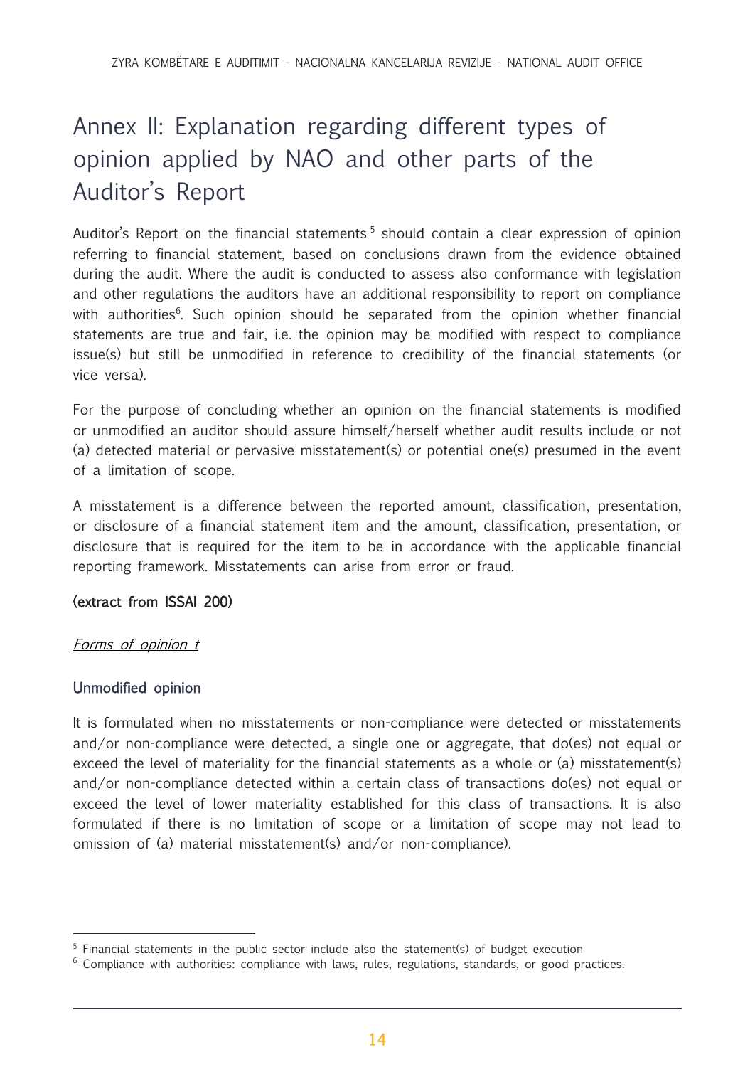# Annex II: Explanation regarding different types of opinion applied by NAO and other parts of the Auditor's Report

Auditor's Report on the financial statements[5] should contain a clear expression of opinion referring to financial statement, based on conclusions drawn from the evidence obtained during the audit. Where the audit is conducted to assess also conformance with legislation and other regulations the auditors have an additional responsibility to report on compliance with authorities[6]. Such opinion should be separated from the opinion whether financial statements are true and fair, i.e. the opinion may be modified with respect to compliance issue(s) but still be unmodified in reference to credibility of the financial statements (or vice versa).

For the purpose of concluding whether an opinion on the financial statements is modified or unmodified an auditor should assure himself/herself whether audit results include or not (a) detected material or pervasive misstatement(s) or potential one(s) presumed in the event of a limitation of scope.

A misstatement is a difference between the reported amount, classification, presentation, or disclosure of a financial statement item and the amount, classification, presentation, or disclosure that is required for the item to be in accordance with the applicable financial reporting framework. Misstatements can arise from error or fraud.

**(extract from ISSAI 200)**

*Forms of opinion t*

**Unmodified opinion**

It is formulated when no misstatements or non-compliance were detected or misstatements and/or non-compliance were detected, a single one or aggregate, that do(es) not equal or exceed the level of materiality for the financial statements as a whole or (a) misstatement(s) and/or non-compliance detected within a certain class of transactions do(es) not equal or exceed the level of lower materiality established for this class of transactions. It is also formulated if there is no limitation of scope or a limitation of scope may not lead to omission of (a) material misstatement(s) and/or non-compliance).

---

[5] Financial statements in the public sector include also the statement(s) of budget execution

[6] Compliance with authorities: compliance with laws, rules, regulations, standards, or good practices.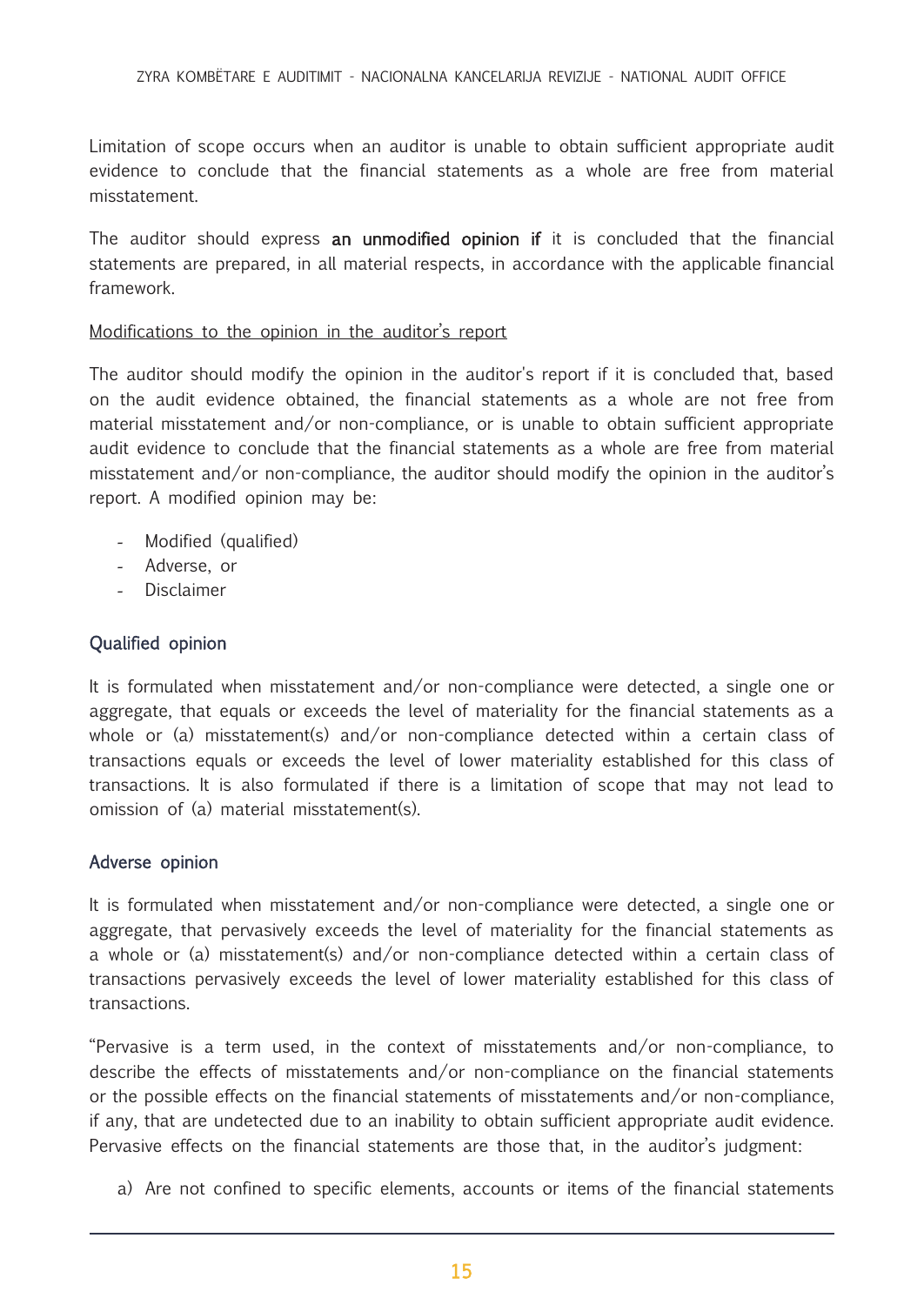Limitation of scope occurs when an auditor is unable to obtain sufficient appropriate audit evidence to conclude that the financial statements as a whole are free from material misstatement.

The auditor should express **an unmodified opinion if** it is concluded that the financial statements are prepared, in all material respects, in accordance with the applicable financial framework.

Modifications to the opinion in the auditor's report

The auditor should modify the opinion in the auditor's report if it is concluded that, based on the audit evidence obtained, the financial statements as a whole are not free from material misstatement and/or non-compliance, or is unable to obtain sufficient appropriate audit evidence to conclude that the financial statements as a whole are free from material misstatement and/or non-compliance, the auditor should modify the opinion in the auditor's report. A modified opinion may be:

- Modified (qualified)
- Adverse, or
- Disclaimer

### Qualified opinion

It is formulated when misstatement and/or non-compliance were detected, a single one or aggregate, that equals or exceeds the level of materiality for the financial statements as a whole or (a) misstatement(s) and/or non-compliance detected within a certain class of transactions equals or exceeds the level of lower materiality established for this class of transactions. It is also formulated if there is a limitation of scope that may not lead to omission of (a) material misstatement(s).

### Adverse opinion

It is formulated when misstatement and/or non-compliance were detected, a single one or aggregate, that pervasively exceeds the level of materiality for the financial statements as a whole or (a) misstatement(s) and/or non-compliance detected within a certain class of transactions pervasively exceeds the level of lower materiality established for this class of transactions.

"Pervasive is a term used, in the context of misstatements and/or non-compliance, to describe the effects of misstatements and/or non-compliance on the financial statements or the possible effects on the financial statements of misstatements and/or non-compliance, if any, that are undetected due to an inability to obtain sufficient appropriate audit evidence. Pervasive effects on the financial statements are those that, in the auditor's judgment:

a) Are not confined to specific elements, accounts or items of the financial statements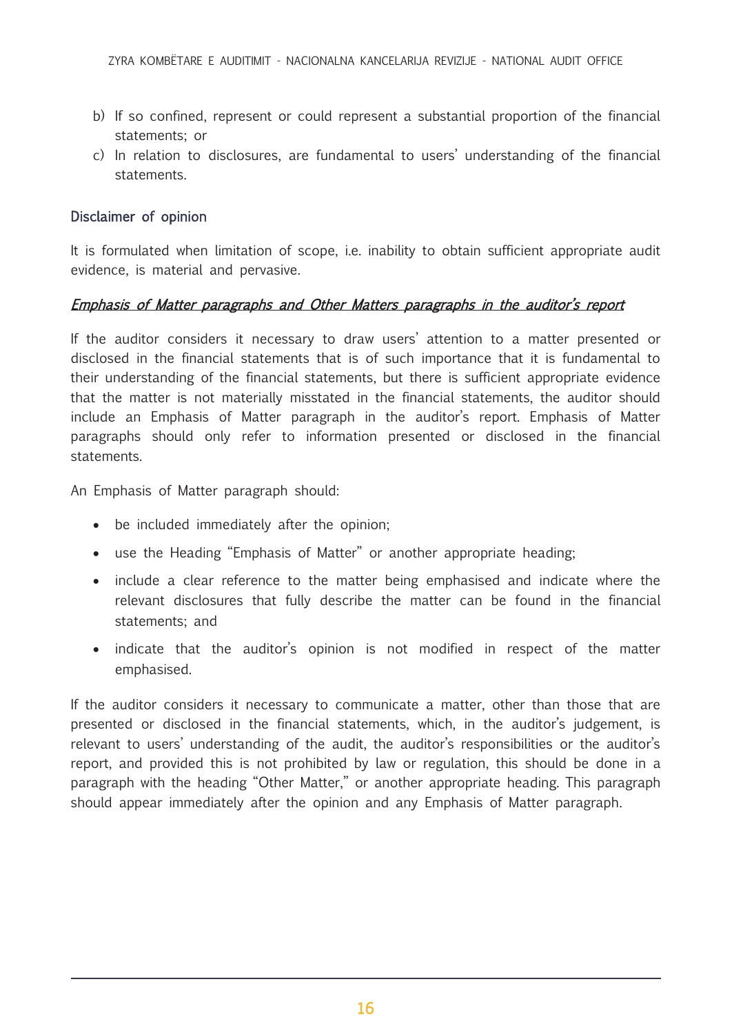b) If so confined, represent or could represent a substantial proportion of the financial statements; or
c) In relation to disclosures, are fundamental to users' understanding of the financial statements.

### Disclaimer of opinion

It is formulated when limitation of scope, i.e. inability to obtain sufficient appropriate audit evidence, is material and pervasive.

### ***Emphasis of Matter paragraphs and Other Matters paragraphs in the auditor's report***

If the auditor considers it necessary to draw users' attention to a matter presented or disclosed in the financial statements that is of such importance that it is fundamental to their understanding of the financial statements, but there is sufficient appropriate evidence that the matter is not materially misstated in the financial statements, the auditor should include an Emphasis of Matter paragraph in the auditor's report. Emphasis of Matter paragraphs should only refer to information presented or disclosed in the financial statements.

An Emphasis of Matter paragraph should:

- be included immediately after the opinion;
- use the Heading "Emphasis of Matter" or another appropriate heading;
- include a clear reference to the matter being emphasised and indicate where the relevant disclosures that fully describe the matter can be found in the financial statements; and
- indicate that the auditor's opinion is not modified in respect of the matter emphasised.

If the auditor considers it necessary to communicate a matter, other than those that are presented or disclosed in the financial statements, which, in the auditor's judgement, is relevant to users' understanding of the audit, the auditor's responsibilities or the auditor's report, and provided this is not prohibited by law or regulation, this should be done in a paragraph with the heading "Other Matter," or another appropriate heading. This paragraph should appear immediately after the opinion and any Emphasis of Matter paragraph.